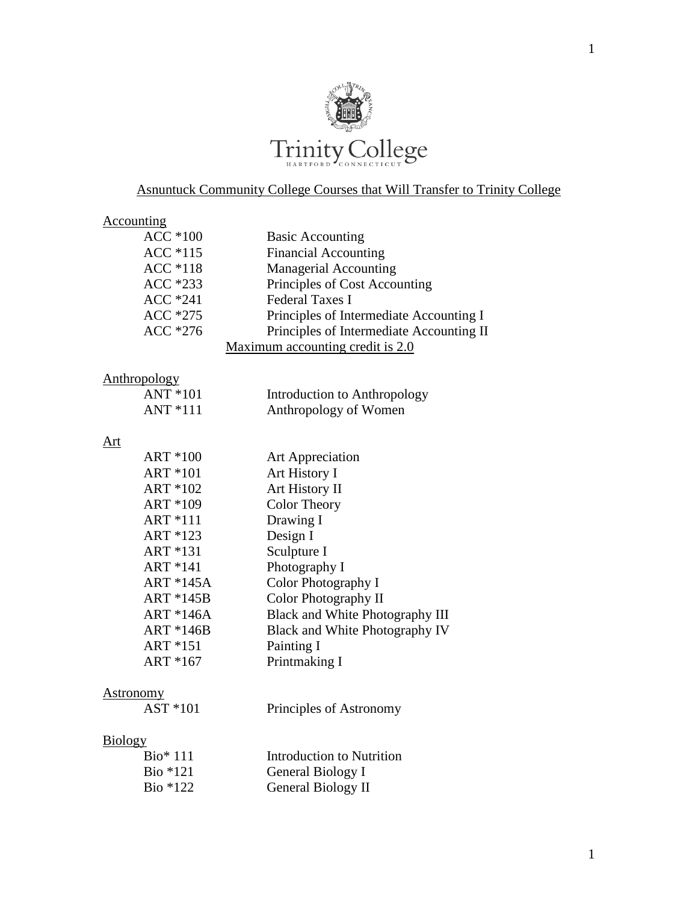Trinity College
HARTFORD CONNECTICUT

## Asnuntuck Community College Courses that Will Transfer to Trinity College

### Accounting

| | |
|---|---|
| ACC *100 | Basic Accounting |
| ACC *115 | Financial Accounting |
| ACC *118 | Managerial Accounting |
| ACC *233 | Principles of Cost Accounting |
| ACC *241 | Federal Taxes I |
| ACC *275 | Principles of Intermediate Accounting I |
| ACC *276 | Principles of Intermediate Accounting II |

Maximum accounting credit is 2.0

### Anthropology

| | |
|---|---|
| ANT *101 | Introduction to Anthropology |
| ANT *111 | Anthropology of Women |

### Art

| | |
|---|---|
| ART *100 | Art Appreciation |
| ART *101 | Art History I |
| ART *102 | Art History II |
| ART *109 | Color Theory |
| ART *111 | Drawing I |
| ART *123 | Design I |
| ART *131 | Sculpture I |
| ART *141 | Photography I |
| ART *145A | Color Photography I |
| ART *145B | Color Photography II |
| ART *146A | Black and White Photography III |
| ART *146B | Black and White Photography IV |
| ART *151 | Painting I |
| ART *167 | Printmaking I |

### Astronomy

| | |
|---|---|
| AST *101 | Principles of Astronomy |

### Biology

| | |
|---|---|
| Bio* 111 | Introduction to Nutrition |
| Bio *121 | General Biology I |
| Bio *122 | General Biology II |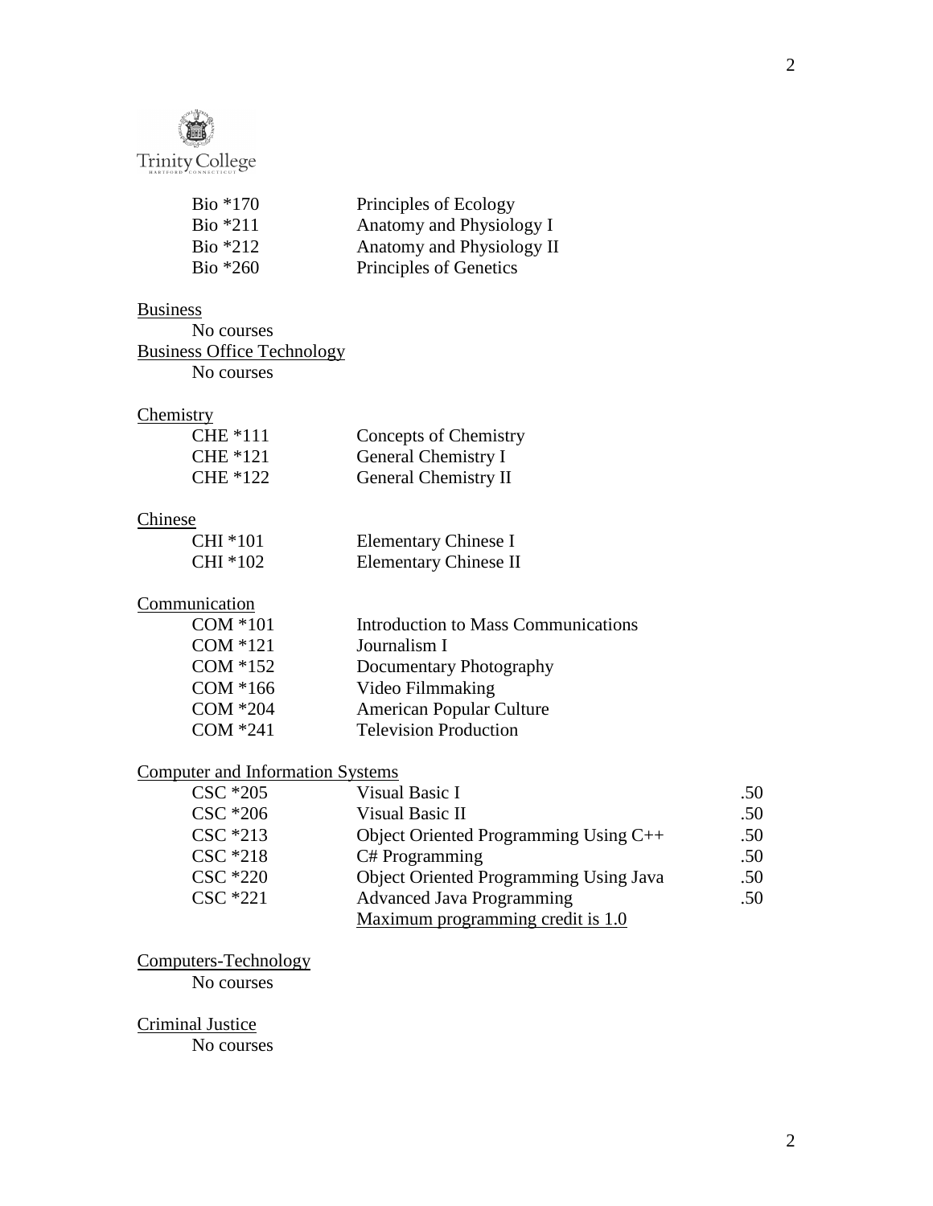| | |
|---|---|
| Bio *170 | Principles of Ecology |
| Bio *211 | Anatomy and Physiology I |
| Bio *212 | Anatomy and Physiology II |
| Bio *260 | Principles of Genetics |

<u>Business</u>

No courses

<u>Business Office Technology</u>

No courses

<u>Chemistry</u>

| | |
|---|---|
| CHE *111 | Concepts of Chemistry |
| CHE *121 | General Chemistry I |
| CHE *122 | General Chemistry II |

<u>Chinese</u>

| | |
|---|---|
| CHI *101 | Elementary Chinese I |
| CHI *102 | Elementary Chinese II |

<u>Communication</u>

| | |
|---|---|
| COM *101 | Introduction to Mass Communications |
| COM *121 | Journalism I |
| COM *152 | Documentary Photography |
| COM *166 | Video Filmmaking |
| COM *204 | American Popular Culture |
| COM *241 | Television Production |

<u>Computer and Information Systems</u>

| | | |
|---|---|---|
| CSC *205 | Visual Basic I | .50 |
| CSC *206 | Visual Basic II | .50 |
| CSC *213 | Object Oriented Programming Using C++ | .50 |
| CSC *218 | C# Programming | .50 |
| CSC *220 | Object Oriented Programming Using Java | .50 |
| CSC *221 | Advanced Java Programming | .50 |
| | <u>Maximum programming credit is 1.0</u> | |

<u>Computers-Technology</u>

No courses

<u>Criminal Justice</u>

No courses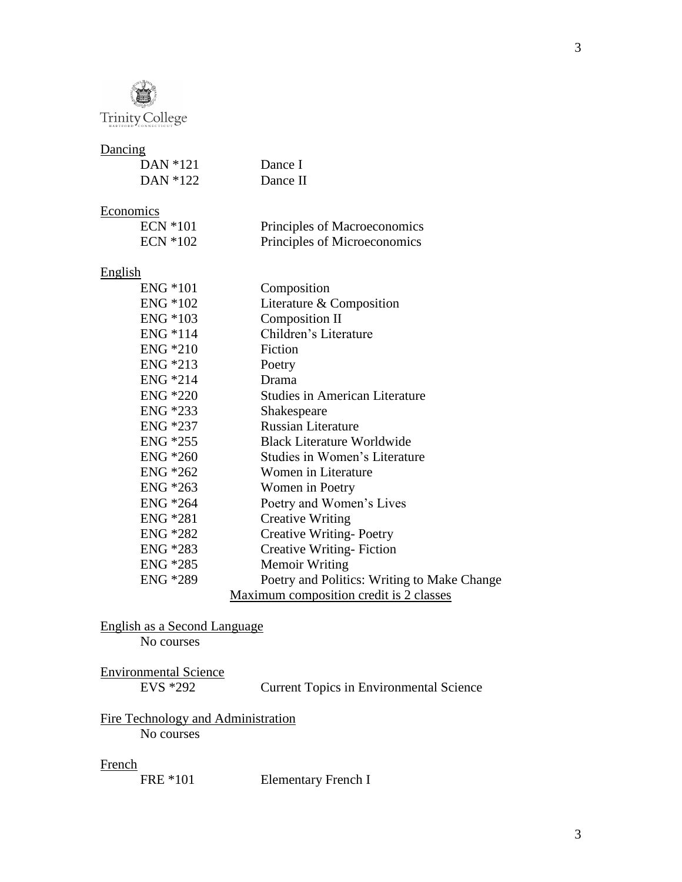Trinity College

Dancing

| | |
|---|---|
| DAN *121 | Dance I |
| DAN *122 | Dance II |

Economics

| | |
|---|---|
| ECN *101 | Principles of Macroeconomics |
| ECN *102 | Principles of Microeconomics |

English

| | |
|---|---|
| ENG *101 | Composition |
| ENG *102 | Literature & Composition |
| ENG *103 | Composition II |
| ENG *114 | Children's Literature |
| ENG *210 | Fiction |
| ENG *213 | Poetry |
| ENG *214 | Drama |
| ENG *220 | Studies in American Literature |
| ENG *233 | Shakespeare |
| ENG *237 | Russian Literature |
| ENG *255 | Black Literature Worldwide |
| ENG *260 | Studies in Women's Literature |
| ENG *262 | Women in Literature |
| ENG *263 | Women in Poetry |
| ENG *264 | Poetry and Women's Lives |
| ENG *281 | Creative Writing |
| ENG *282 | Creative Writing- Poetry |
| ENG *283 | Creative Writing- Fiction |
| ENG *285 | Memoir Writing |
| ENG *289 | Poetry and Politics: Writing to Make Change |

Maximum composition credit is 2 classes

English as a Second Language

No courses

Environmental Science

| | |
|---|---|
| EVS *292 | Current Topics in Environmental Science |

Fire Technology and Administration

No courses

French

| | |
|---|---|
| FRE *101 | Elementary French I |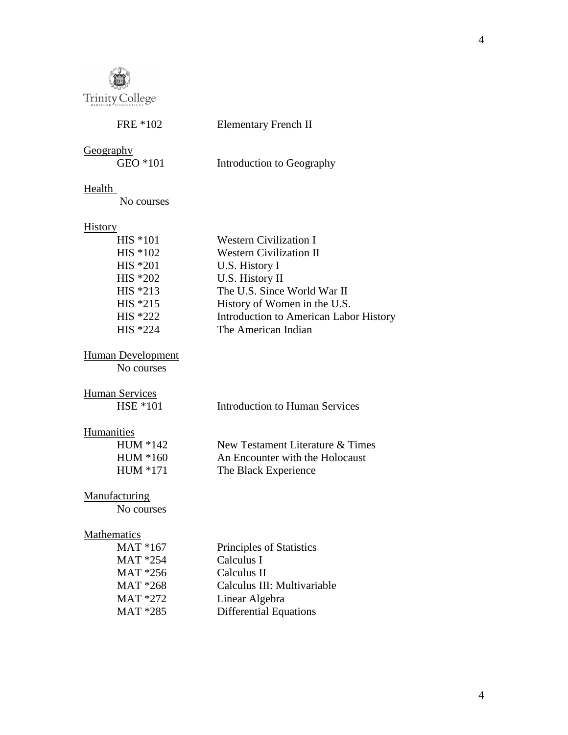FRE *102 Elementary French II

Geography

GEO *101 Introduction to Geography

Health

No courses

History

| | |
|---|---|
| HIS *101 | Western Civilization I |
| HIS *102 | Western Civilization II |
| HIS *201 | U.S. History I |
| HIS *202 | U.S. History II |
| HIS *213 | The U.S. Since World War II |
| HIS *215 | History of Women in the U.S. |
| HIS *222 | Introduction to American Labor History |
| HIS *224 | The American Indian |

Human Development

No courses

Human Services

HSE *101 Introduction to Human Services

Humanities

| | |
|---|---|
| HUM *142 | New Testament Literature & Times |
| HUM *160 | An Encounter with the Holocaust |
| HUM *171 | The Black Experience |

Manufacturing

No courses

Mathematics

| | |
|---|---|
| MAT *167 | Principles of Statistics |
| MAT *254 | Calculus I |
| MAT *256 | Calculus II |
| MAT *268 | Calculus III: Multivariable |
| MAT *272 | Linear Algebra |
| MAT *285 | Differential Equations |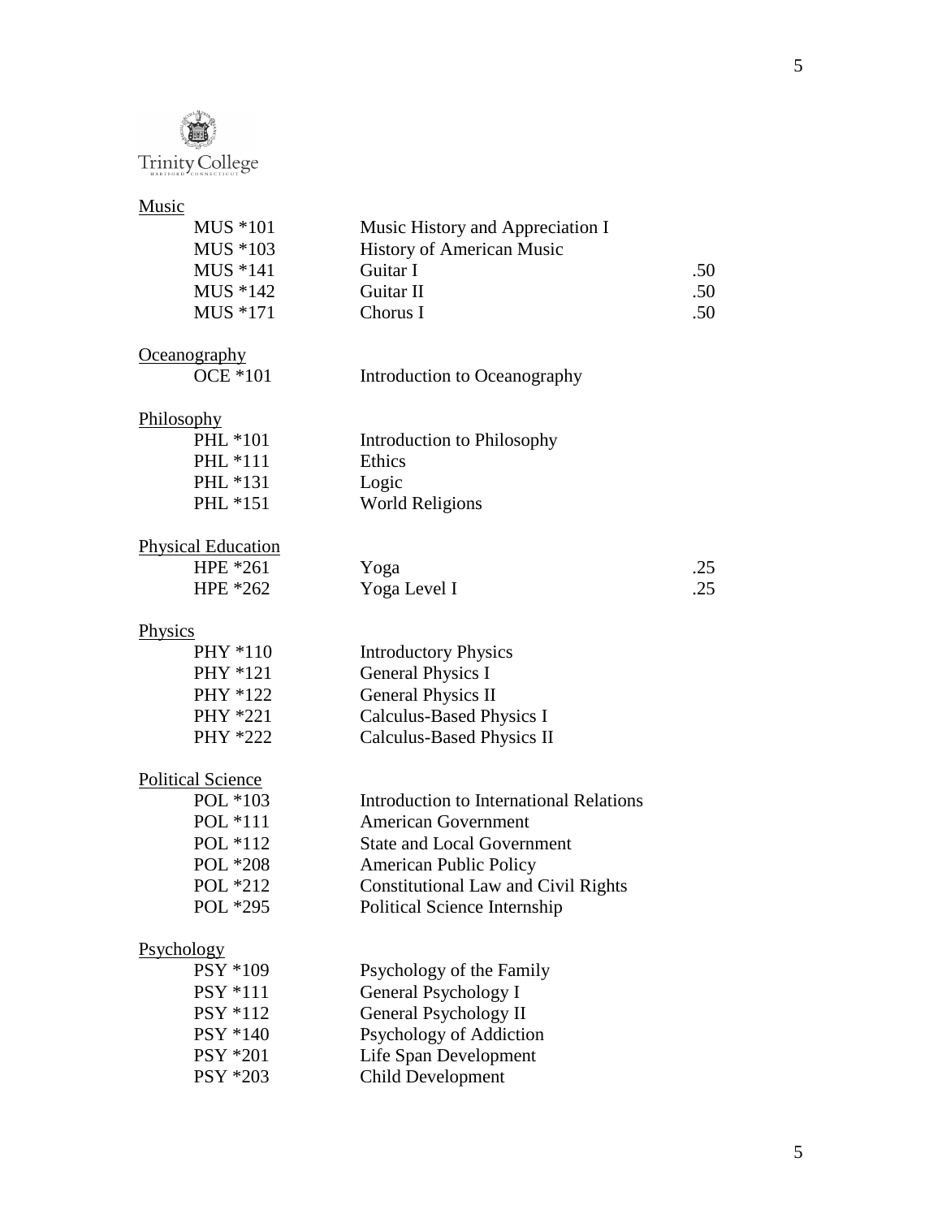Trinity College
HARTFORD CONNECTICUT

Music

| | | |
|---|---|---|
| MUS *101 | Music History and Appreciation I | |
| MUS *103 | History of American Music | |
| MUS *141 | Guitar I | .50 |
| MUS *142 | Guitar II | .50 |
| MUS *171 | Chorus I | .50 |

Oceanography

| | | |
|---|---|---|
| OCE *101 | Introduction to Oceanography | |

Philosophy

| | | |
|---|---|---|
| PHL *101 | Introduction to Philosophy | |
| PHL *111 | Ethics | |
| PHL *131 | Logic | |
| PHL *151 | World Religions | |

Physical Education

| | | |
|---|---|---|
| HPE *261 | Yoga | .25 |
| HPE *262 | Yoga Level I | .25 |

Physics

| | | |
|---|---|---|
| PHY *110 | Introductory Physics | |
| PHY *121 | General Physics I | |
| PHY *122 | General Physics II | |
| PHY *221 | Calculus-Based Physics I | |
| PHY *222 | Calculus-Based Physics II | |

Political Science

| | | |
|---|---|---|
| POL *103 | Introduction to International Relations | |
| POL *111 | American Government | |
| POL *112 | State and Local Government | |
| POL *208 | American Public Policy | |
| POL *212 | Constitutional Law and Civil Rights | |
| POL *295 | Political Science Internship | |

Psychology

| | | |
|---|---|---|
| PSY *109 | Psychology of the Family | |
| PSY *111 | General Psychology I | |
| PSY *112 | General Psychology II | |
| PSY *140 | Psychology of Addiction | |
| PSY *201 | Life Span Development | |
| PSY *203 | Child Development | |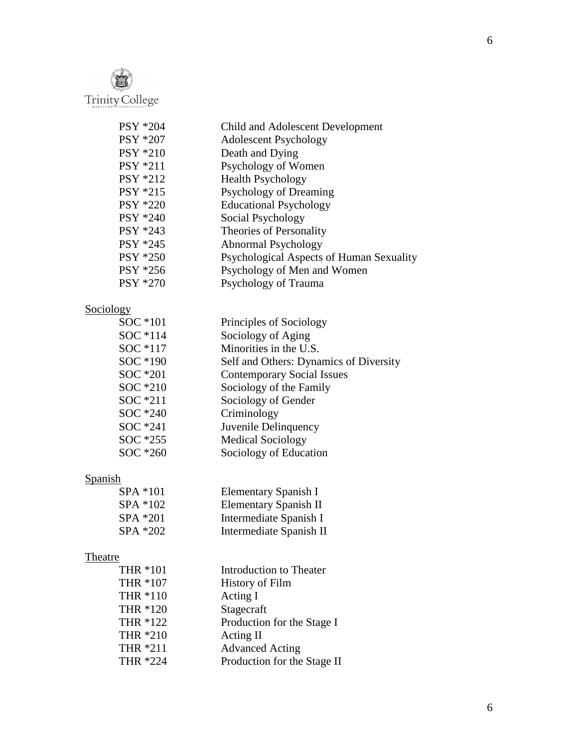| | |
|---|---|
| PSY *204 | Child and Adolescent Development |
| PSY *207 | Adolescent Psychology |
| PSY *210 | Death and Dying |
| PSY *211 | Psychology of Women |
| PSY *212 | Health Psychology |
| PSY *215 | Psychology of Dreaming |
| PSY *220 | Educational Psychology |
| PSY *240 | Social Psychology |
| PSY *243 | Theories of Personality |
| PSY *245 | Abnormal Psychology |
| PSY *250 | Psychological Aspects of Human Sexuality |
| PSY *256 | Psychology of Men and Women |
| PSY *270 | Psychology of Trauma |

<u>Sociology</u>

| | |
|---|---|
| SOC *101 | Principles of Sociology |
| SOC *114 | Sociology of Aging |
| SOC *117 | Minorities in the U.S. |
| SOC *190 | Self and Others: Dynamics of Diversity |
| SOC *201 | Contemporary Social Issues |
| SOC *210 | Sociology of the Family |
| SOC *211 | Sociology of Gender |
| SOC *240 | Criminology |
| SOC *241 | Juvenile Delinquency |
| SOC *255 | Medical Sociology |
| SOC *260 | Sociology of Education |

<u>Spanish</u>

| | |
|---|---|
| SPA *101 | Elementary Spanish I |
| SPA *102 | Elementary Spanish II |
| SPA *201 | Intermediate Spanish I |
| SPA *202 | Intermediate Spanish II |

<u>Theatre</u>

| | |
|---|---|
| THR *101 | Introduction to Theater |
| THR *107 | History of Film |
| THR *110 | Acting I |
| THR *120 | Stagecraft |
| THR *122 | Production for the Stage I |
| THR *210 | Acting II |
| THR *211 | Advanced Acting |
| THR *224 | Production for the Stage II |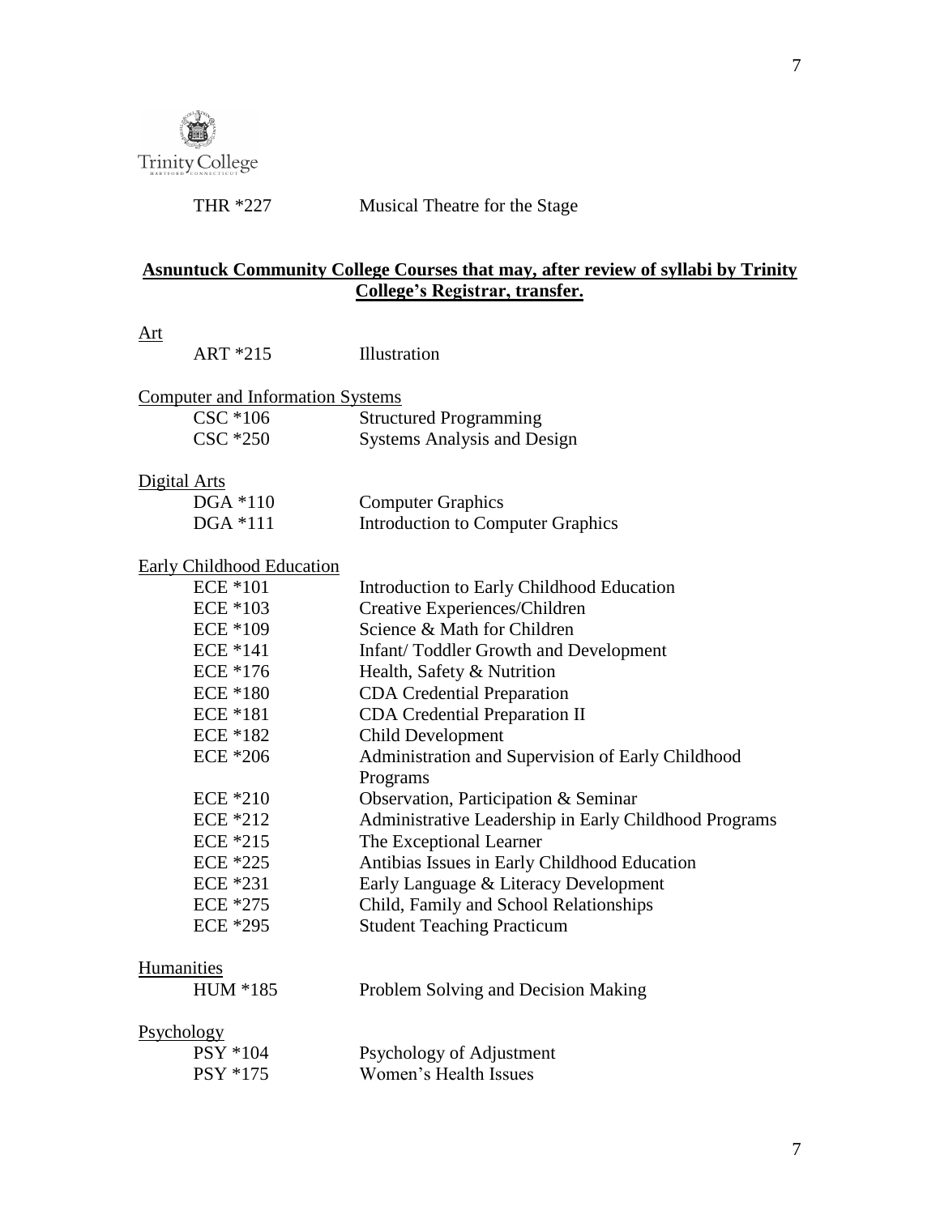THR *227 Musical Theatre for the Stage

## Asnuntuck Community College Courses that may, after review of syllabi by Trinity College's Registrar, transfer.

Art

| | |
|---|---|
| ART *215 | Illustration |

Computer and Information Systems

| | |
|---|---|
| CSC *106 | Structured Programming |
| CSC *250 | Systems Analysis and Design |

Digital Arts

| | |
|---|---|
| DGA *110 | Computer Graphics |
| DGA *111 | Introduction to Computer Graphics |

Early Childhood Education

| | |
|---|---|
| ECE *101 | Introduction to Early Childhood Education |
| ECE *103 | Creative Experiences/Children |
| ECE *109 | Science & Math for Children |
| ECE *141 | Infant/ Toddler Growth and Development |
| ECE *176 | Health, Safety & Nutrition |
| ECE *180 | CDA Credential Preparation |
| ECE *181 | CDA Credential Preparation II |
| ECE *182 | Child Development |
| ECE *206 | Administration and Supervision of Early Childhood Programs |
| ECE *210 | Observation, Participation & Seminar |
| ECE *212 | Administrative Leadership in Early Childhood Programs |
| ECE *215 | The Exceptional Learner |
| ECE *225 | Antibias Issues in Early Childhood Education |
| ECE *231 | Early Language & Literacy Development |
| ECE *275 | Child, Family and School Relationships |
| ECE *295 | Student Teaching Practicum |

Humanities

| | |
|---|---|
| HUM *185 | Problem Solving and Decision Making |

Psychology

| | |
|---|---|
| PSY *104 | Psychology of Adjustment |
| PSY *175 | Women's Health Issues |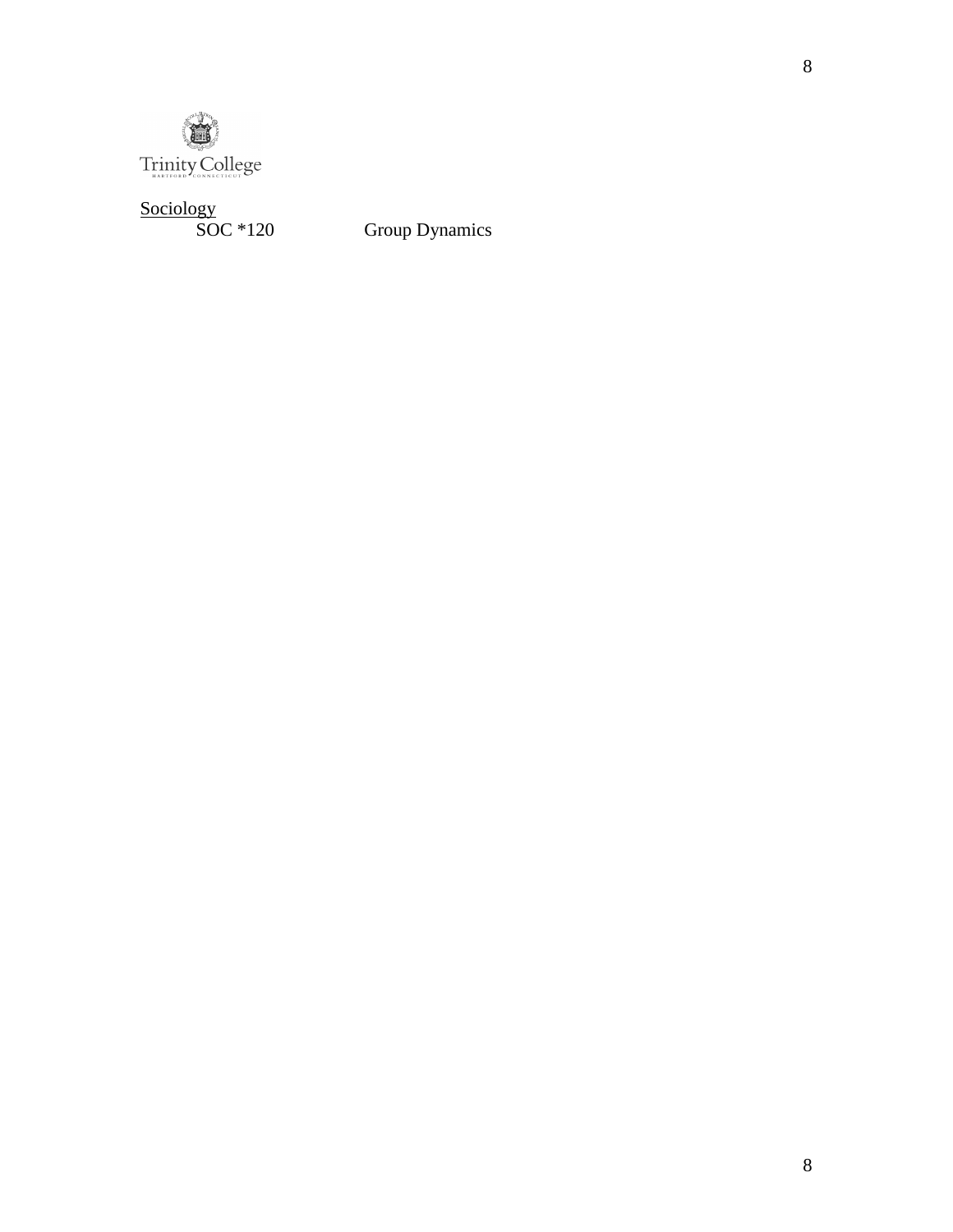Trinity College
HARTFORD CONNECTICUT

Sociology

SOC *120 Group Dynamics